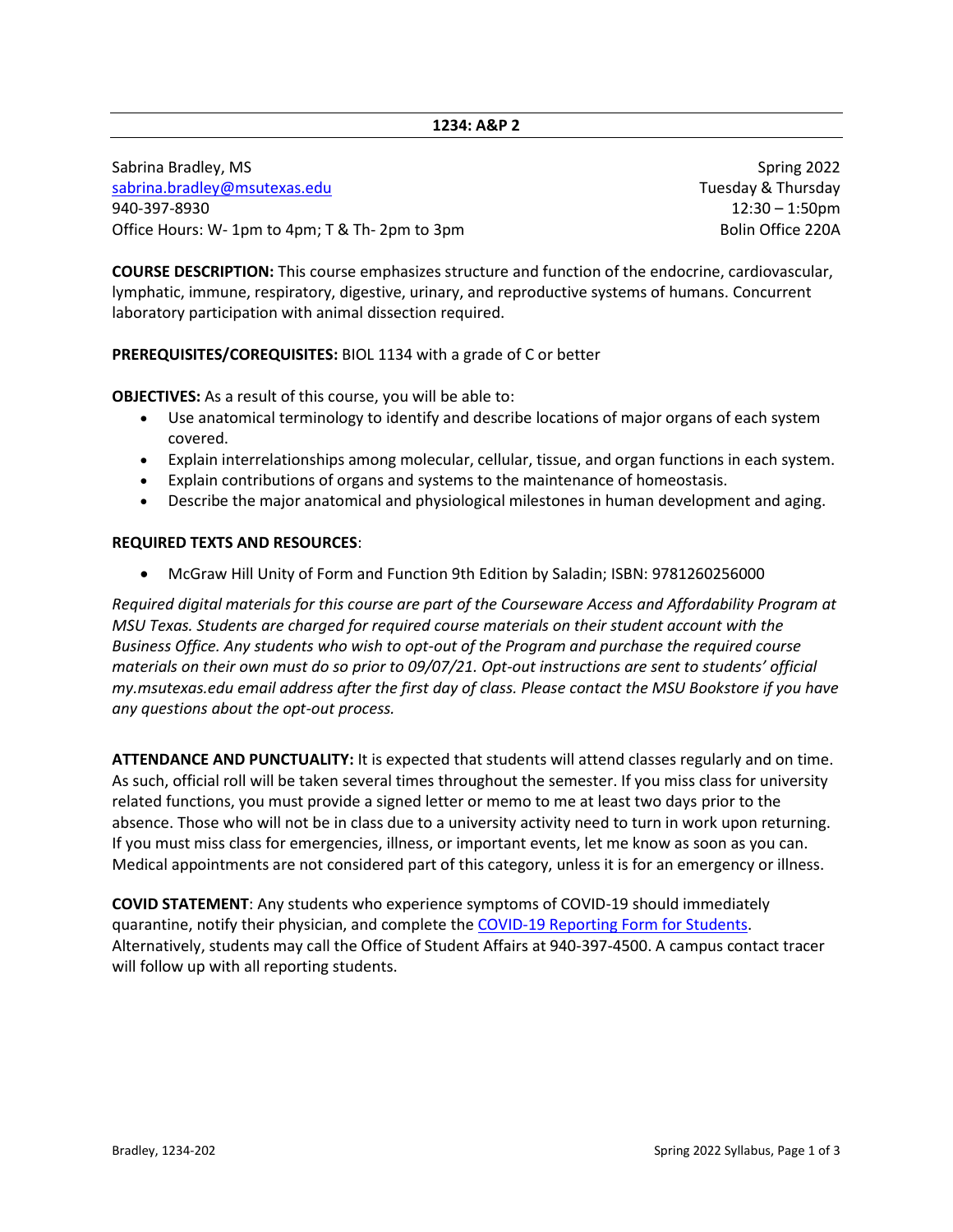# 1234: A&P 2

Sabrina Bradley, MS
sabrina.bradley@msutexas.edu
940-397-8930
Office Hours: W- 1pm to 4pm; T & Th- 2pm to 3pm

Spring 2022
Tuesday & Thursday
12:30 – 1:50pm
Bolin Office 220A

**COURSE DESCRIPTION:** This course emphasizes structure and function of the endocrine, cardiovascular, lymphatic, immune, respiratory, digestive, urinary, and reproductive systems of humans. Concurrent laboratory participation with animal dissection required.

**PREREQUISITES/COREQUISITES:** BIOL 1134 with a grade of C or better

**OBJECTIVES:** As a result of this course, you will be able to:

- Use anatomical terminology to identify and describe locations of major organs of each system covered.
- Explain interrelationships among molecular, cellular, tissue, and organ functions in each system.
- Explain contributions of organs and systems to the maintenance of homeostasis.
- Describe the major anatomical and physiological milestones in human development and aging.

**REQUIRED TEXTS AND RESOURCES**:

- McGraw Hill Unity of Form and Function 9th Edition by Saladin; ISBN: 9781260256000

*Required digital materials for this course are part of the Courseware Access and Affordability Program at MSU Texas. Students are charged for required course materials on their student account with the Business Office. Any students who wish to opt-out of the Program and purchase the required course materials on their own must do so prior to 09/07/21. Opt-out instructions are sent to students' official my.msutexas.edu email address after the first day of class. Please contact the MSU Bookstore if you have any questions about the opt-out process.*

**ATTENDANCE AND PUNCTUALITY:** It is expected that students will attend classes regularly and on time. As such, official roll will be taken several times throughout the semester. If you miss class for university related functions, you must provide a signed letter or memo to me at least two days prior to the absence. Those who will not be in class due to a university activity need to turn in work upon returning. If you must miss class for emergencies, illness, or important events, let me know as soon as you can. Medical appointments are not considered part of this category, unless it is for an emergency or illness.

**COVID STATEMENT**: Any students who experience symptoms of COVID-19 should immediately quarantine, notify their physician, and complete the COVID-19 Reporting Form for Students. Alternatively, students may call the Office of Student Affairs at 940-397-4500. A campus contact tracer will follow up with all reporting students.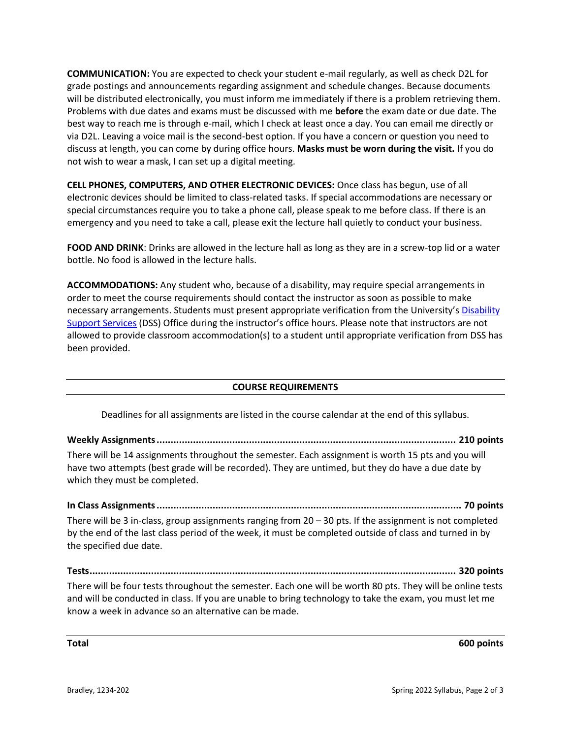**COMMUNICATION:** You are expected to check your student e-mail regularly, as well as check D2L for grade postings and announcements regarding assignment and schedule changes. Because documents will be distributed electronically, you must inform me immediately if there is a problem retrieving them. Problems with due dates and exams must be discussed with me **before** the exam date or due date. The best way to reach me is through e-mail, which I check at least once a day. You can email me directly or via D2L. Leaving a voice mail is the second-best option. If you have a concern or question you need to discuss at length, you can come by during office hours. **Masks must be worn during the visit.** If you do not wish to wear a mask, I can set up a digital meeting.

**CELL PHONES, COMPUTERS, AND OTHER ELECTRONIC DEVICES:** Once class has begun, use of all electronic devices should be limited to class-related tasks. If special accommodations are necessary or special circumstances require you to take a phone call, please speak to me before class. If there is an emergency and you need to take a call, please exit the lecture hall quietly to conduct your business.

**FOOD AND DRINK**: Drinks are allowed in the lecture hall as long as they are in a screw-top lid or a water bottle. No food is allowed in the lecture halls.

**ACCOMMODATIONS:** Any student who, because of a disability, may require special arrangements in order to meet the course requirements should contact the instructor as soon as possible to make necessary arrangements. Students must present appropriate verification from the University's Disability Support Services (DSS) Office during the instructor's office hours. Please note that instructors are not allowed to provide classroom accommodation(s) to a student until appropriate verification from DSS has been provided.

## COURSE REQUIREMENTS

Deadlines for all assignments are listed in the course calendar at the end of this syllabus.

**Weekly Assignments ........................................................................................................ 210 points**

There will be 14 assignments throughout the semester. Each assignment is worth 15 pts and you will have two attempts (best grade will be recorded). They are untimed, but they do have a due date by which they must be completed.

**In Class Assignments ........................................................................................................ 70 points**

There will be 3 in-class, group assignments ranging from 20 – 30 pts. If the assignment is not completed by the end of the last class period of the week, it must be completed outside of class and turned in by the specified due date.

**Tests ................................................................................................................................ 320 points**

There will be four tests throughout the semester. Each one will be worth 80 pts. They will be online tests and will be conducted in class. If you are unable to bring technology to take the exam, you must let me know a week in advance so an alternative can be made.

**Total** **600 points**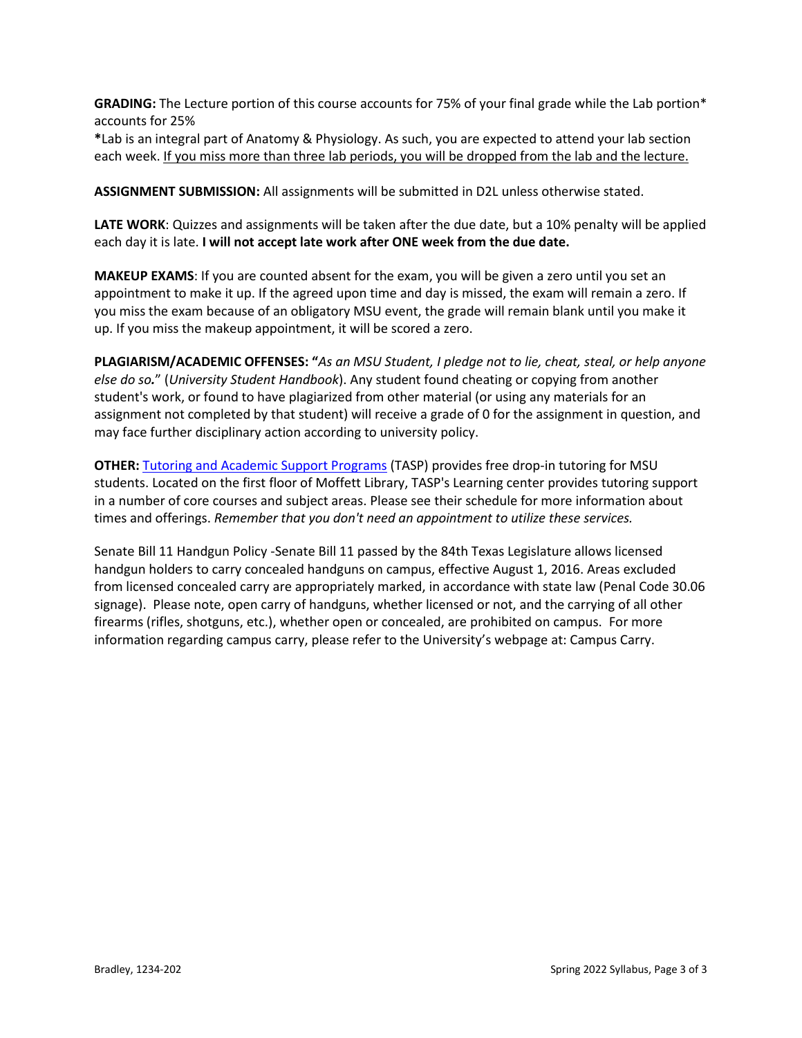**GRADING:** The Lecture portion of this course accounts for 75% of your final grade while the Lab portion* accounts for 25%

***Lab is an integral part of Anatomy & Physiology. As such, you are expected to attend your lab section each week. <u>If you miss more than three lab periods, you will be dropped from the lab and the lecture.</u>

**ASSIGNMENT SUBMISSION:** All assignments will be submitted in D2L unless otherwise stated.

**LATE WORK**: Quizzes and assignments will be taken after the due date, but a 10% penalty will be applied each day it is late. **I will not accept late work after ONE week from the due date.**

**MAKEUP EXAMS**: If you are counted absent for the exam, you will be given a zero until you set an appointment to make it up. If the agreed upon time and day is missed, the exam will remain a zero. If you miss the exam because of an obligatory MSU event, the grade will remain blank until you make it up. If you miss the makeup appointment, it will be scored a zero.

**PLAGIARISM/ACADEMIC OFFENSES: "***As an MSU Student, I pledge not to lie, cheat, steal, or help anyone else do so.*" (*University Student Handbook*). Any student found cheating or copying from another student's work, or found to have plagiarized from other material (or using any materials for an assignment not completed by that student) will receive a grade of 0 for the assignment in question, and may face further disciplinary action according to university policy.

**OTHER:** Tutoring and Academic Support Programs (TASP) provides free drop-in tutoring for MSU students. Located on the first floor of Moffett Library, TASP's Learning center provides tutoring support in a number of core courses and subject areas. Please see their schedule for more information about times and offerings. *Remember that you don't need an appointment to utilize these services.*

Senate Bill 11 Handgun Policy -Senate Bill 11 passed by the 84th Texas Legislature allows licensed handgun holders to carry concealed handguns on campus, effective August 1, 2016. Areas excluded from licensed concealed carry are appropriately marked, in accordance with state law (Penal Code 30.06 signage). Please note, open carry of handguns, whether licensed or not, and the carrying of all other firearms (rifles, shotguns, etc.), whether open or concealed, are prohibited on campus. For more information regarding campus carry, please refer to the University's webpage at: Campus Carry.